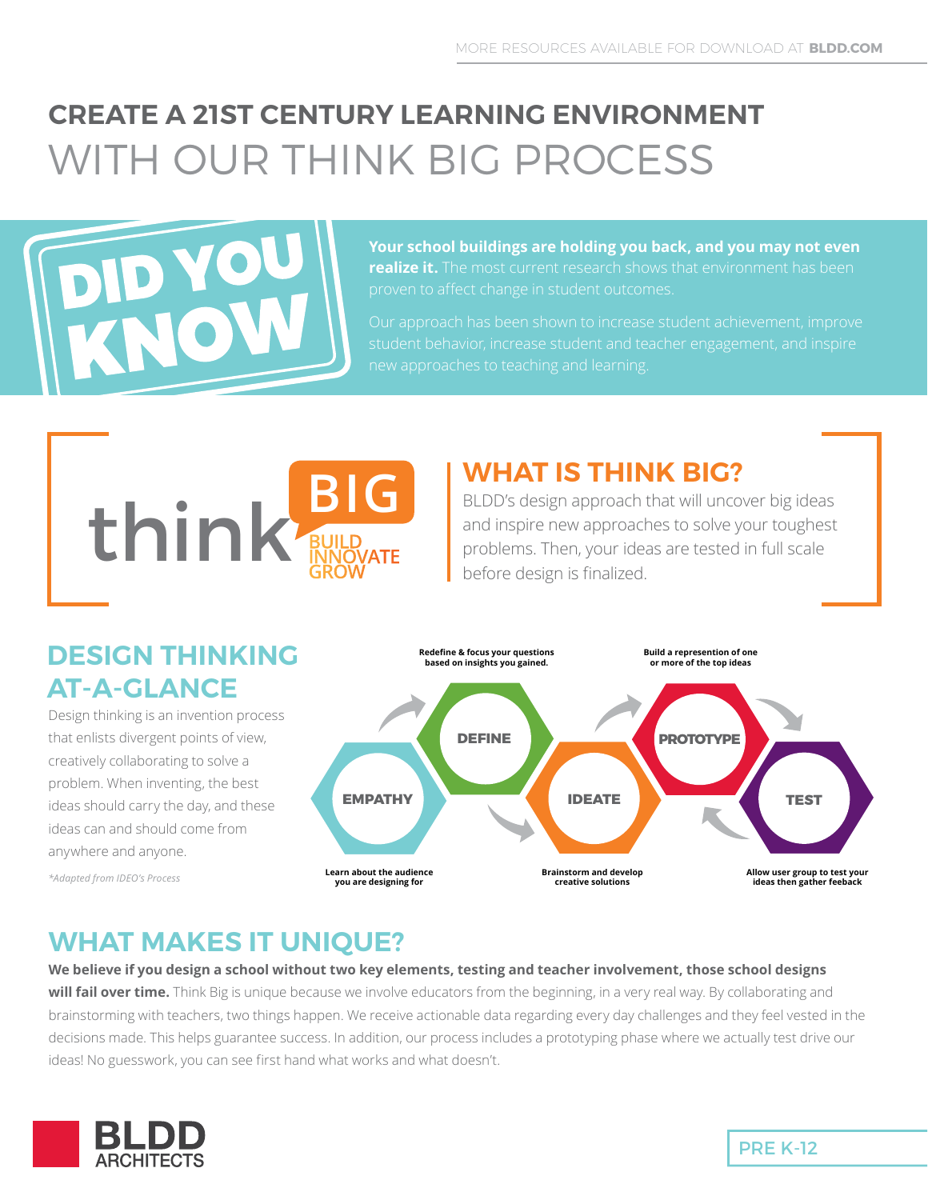MORE RESOURCES AVAILABLE FOR DOWNLOAD AT **BLDD.COM**

# CREATE A 21ST CENTURY LEARNING ENVIRONMENT WITH OUR THINK BIG PROCESS

## DID YOU KNOW

**Your school buildings are holding you back, and you may not even realize it.** The most current research shows that environment has been proven to affect change in student outcomes.

Our approach has been shown to increase student achievement, improve student behavior, increase student and teacher engagement, and inspire new approaches to teaching and learning.

think BIG
BUILD
INNOVATE
GROW

## WHAT IS THINK BIG?

BLDD's design approach that will uncover big ideas and inspire new approaches to solve your toughest problems. Then, your ideas are tested in full scale before design is finalized.

## DESIGN THINKING AT-A-GLANCE

Design thinking is an invention process that enlists divergent points of view, creatively collaborating to solve a problem. When inventing, the best ideas should carry the day, and these ideas can and should come from anywhere and anyone.

*\*Adapted from IDEO's Process*

- **EMPATHY** – Learn about the audience you are designing for
- **DEFINE** – Redefine & focus your questions based on insights you gained.
- **IDEATE** – Brainstorm and develop creative solutions
- **PROTOTYPE** – Build a represention of one or more of the top ideas
- **TEST** – Allow user group to test your ideas then gather feeback

## WHAT MAKES IT UNIQUE?

**We believe if you design a school without two key elements, testing and teacher involvement, those school designs will fail over time.** Think Big is unique because we involve educators from the beginning, in a very real way. By collaborating and brainstorming with teachers, two things happen. We receive actionable data regarding every day challenges and they feel vested in the decisions made. This helps guarantee success. In addition, our process includes a prototyping phase where we actually test drive our ideas! No guesswork, you can see first hand what works and what doesn't.

BLDD ARCHITECTS

PRE K-12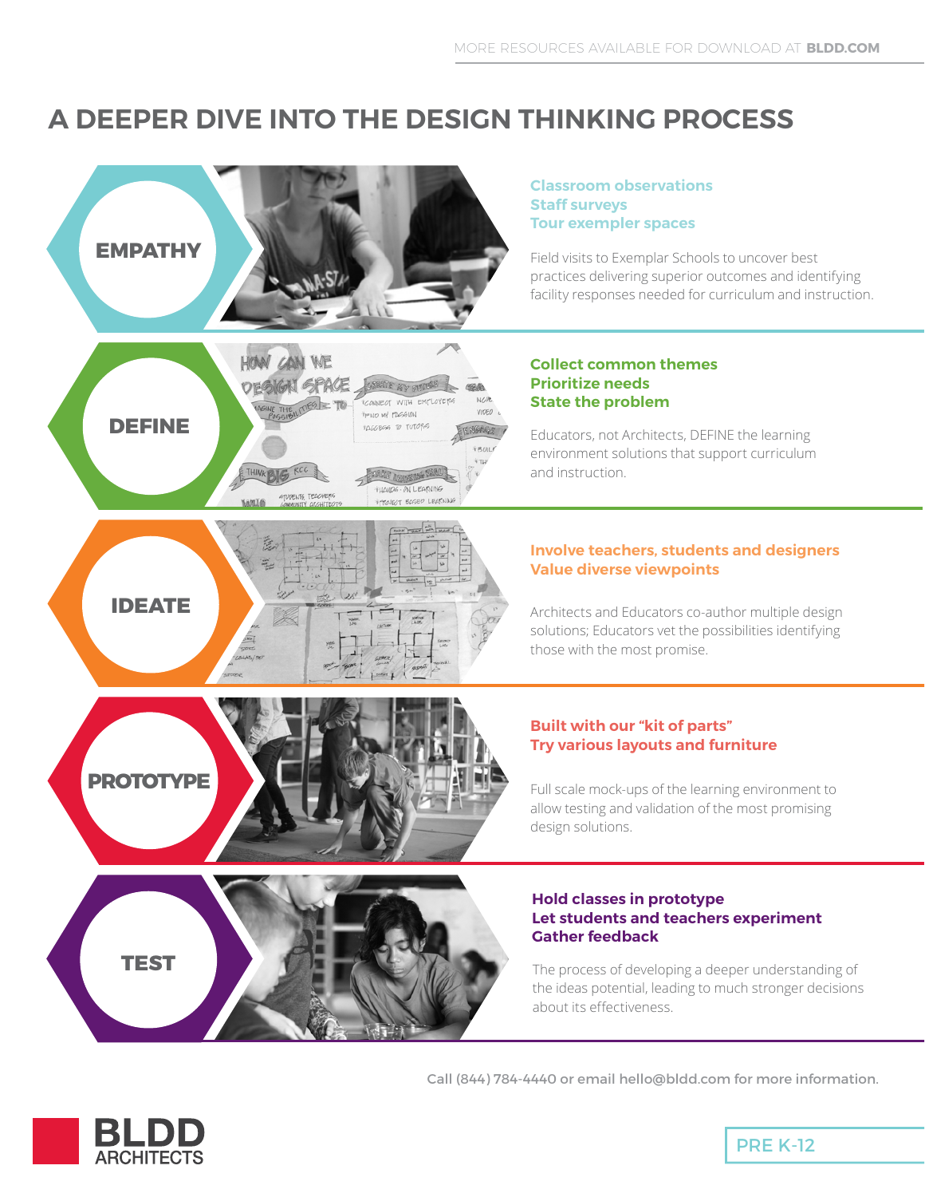MORE RESOURCES AVAILABLE FOR DOWNLOAD AT **BLDD.COM**

# A DEEPER DIVE INTO THE DESIGN THINKING PROCESS

## EMPATHY

**Classroom observations**
**Staff surveys**
**Tour exempler spaces**

Field visits to Exemplar Schools to uncover best practices delivering superior outcomes and identifying facility responses needed for curriculum and instruction.

## DEFINE

**Collect common themes**
**Prioritize needs**
**State the problem**

Educators, not Architects, DEFINE the learning environment solutions that support curriculum and instruction.

## IDEATE

**Involve teachers, students and designers**
**Value diverse viewpoints**

Architects and Educators co-author multiple design solutions; Educators vet the possibilities identifying those with the most promise.

## PROTOTYPE

**Built with our "kit of parts"**
**Try various layouts and furniture**

Full scale mock-ups of the learning environment to allow testing and validation of the most promising design solutions.

## TEST

**Hold classes in prototype**
**Let students and teachers experiment**
**Gather feedback**

The process of developing a deeper understanding of the ideas potential, leading to much stronger decisions about its effectiveness.

Call (844) 784-4440 or email hello@bldd.com for more information.

BLDD ARCHITECTS

PRE K-12